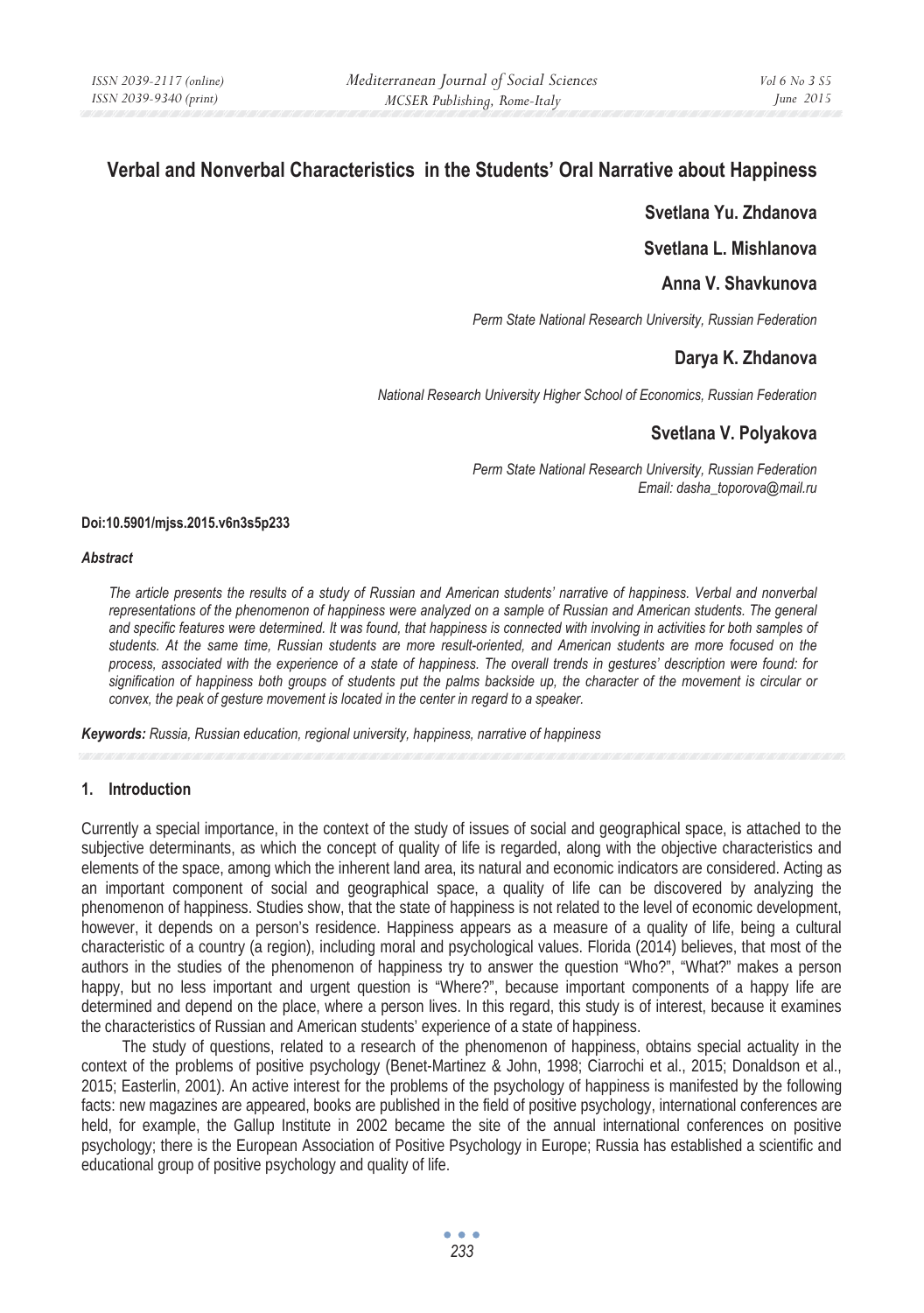# Verbal and Nonverbal Characteristics in the Students' Oral Narrative about Happiness

**Svetlana Yu. Zhdanova**

**Svetlana L. Mishlanova**

**Anna V. Shavkunova**

*Perm State National Research University, Russian Federation*

**Darya K. Zhdanova**

*National Research University Higher School of Economics, Russian Federation*

**Svetlana V. Polyakova**

*Perm State National Research University, Russian Federation*
*Email: dasha_toporova@mail.ru*

**Doi:10.5901/mjss.2015.v6n3s5p233**

***Abstract***

*The article presents the results of a study of Russian and American students' narrative of happiness. Verbal and nonverbal representations of the phenomenon of happiness were analyzed on a sample of Russian and American students. The general and specific features were determined. It was found, that happiness is connected with involving in activities for both samples of students. At the same time, Russian students are more result-oriented, and American students are more focused on the process, associated with the experience of a state of happiness. The overall trends in gestures' description were found: for signification of happiness both groups of students put the palms backside up, the character of the movement is circular or convex, the peak of gesture movement is located in the center in regard to a speaker.*

***Keywords:*** *Russia, Russian education, regional university, happiness, narrative of happiness*

## 1. Introduction

Currently a special importance, in the context of the study of issues of social and geographical space, is attached to the subjective determinants, as which the concept of quality of life is regarded, along with the objective characteristics and elements of the space, among which the inherent land area, its natural and economic indicators are considered. Acting as an important component of social and geographical space, a quality of life can be discovered by analyzing the phenomenon of happiness. Studies show, that the state of happiness is not related to the level of economic development, however, it depends on a person's residence. Happiness appears as a measure of a quality of life, being a cultural characteristic of a country (a region), including moral and psychological values. Florida (2014) believes, that most of the authors in the studies of the phenomenon of happiness try to answer the question "Who?", "What?" makes a person happy, but no less important and urgent question is "Where?", because important components of a happy life are determined and depend on the place, where a person lives. In this regard, this study is of interest, because it examines the characteristics of Russian and American students' experience of a state of happiness.

The study of questions, related to a research of the phenomenon of happiness, obtains special actuality in the context of the problems of positive psychology (Benet-Martinez & John, 1998; Ciarrochi et al., 2015; Donaldson et al., 2015; Easterlin, 2001). An active interest for the problems of the psychology of happiness is manifested by the following facts: new magazines are appeared, books are published in the field of positive psychology, international conferences are held, for example, the Gallup Institute in 2002 became the site of the annual international conferences on positive psychology; there is the European Association of Positive Psychology in Europe; Russia has established a scientific and educational group of positive psychology and quality of life.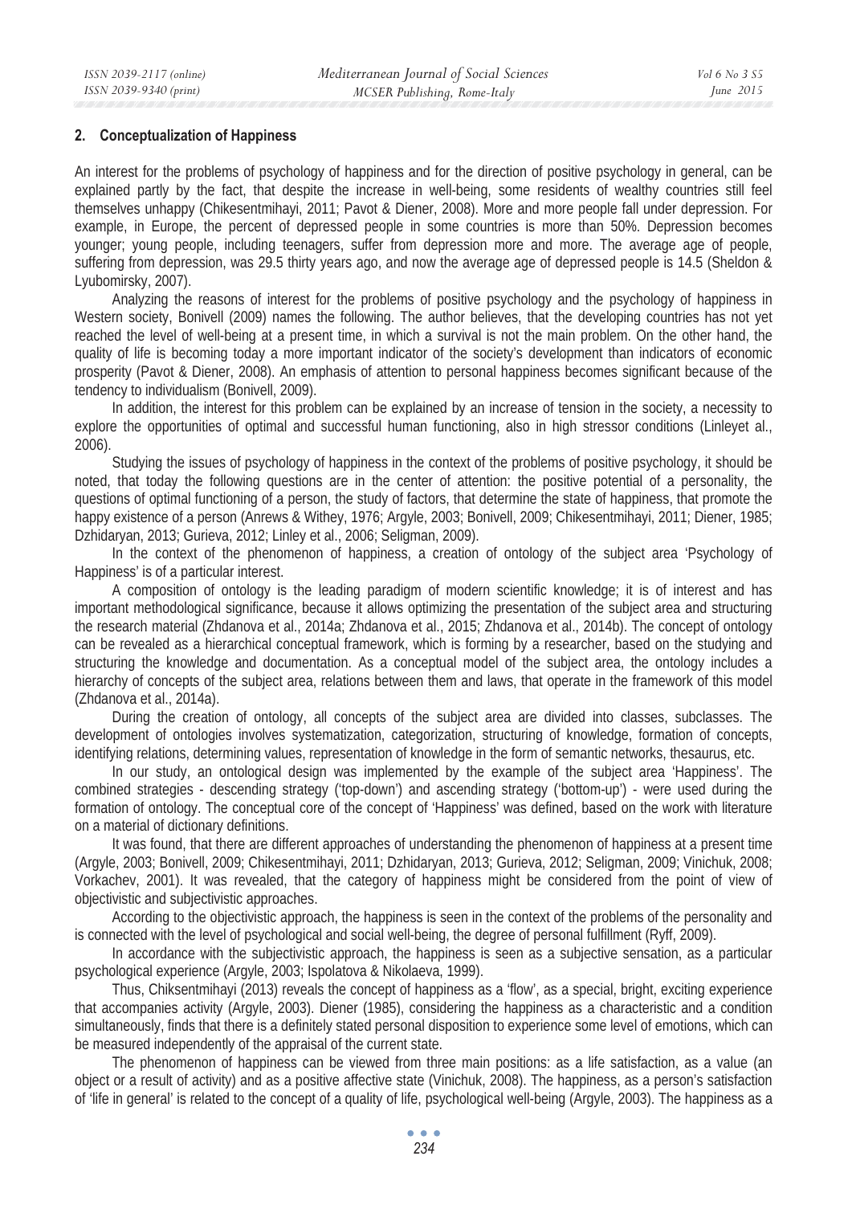## 2. Conceptualization of Happiness

An interest for the problems of psychology of happiness and for the direction of positive psychology in general, can be explained partly by the fact, that despite the increase in well-being, some residents of wealthy countries still feel themselves unhappy (Chikesentmihayi, 2011; Pavot & Diener, 2008). More and more people fall under depression. For example, in Europe, the percent of depressed people in some countries is more than 50%. Depression becomes younger; young people, including teenagers, suffer from depression more and more. The average age of people, suffering from depression, was 29.5 thirty years ago, and now the average age of depressed people is 14.5 (Sheldon & Lyubomirsky, 2007).

Analyzing the reasons of interest for the problems of positive psychology and the psychology of happiness in Western society, Bonivell (2009) names the following. The author believes, that the developing countries has not yet reached the level of well-being at a present time, in which a survival is not the main problem. On the other hand, the quality of life is becoming today a more important indicator of the society's development than indicators of economic prosperity (Pavot & Diener, 2008). An emphasis of attention to personal happiness becomes significant because of the tendency to individualism (Bonivell, 2009).

In addition, the interest for this problem can be explained by an increase of tension in the society, a necessity to explore the opportunities of optimal and successful human functioning, also in high stressor conditions (Linleyet al., 2006).

Studying the issues of psychology of happiness in the context of the problems of positive psychology, it should be noted, that today the following questions are in the center of attention: the positive potential of a personality, the questions of optimal functioning of a person, the study of factors, that determine the state of happiness, that promote the happy existence of a person (Anrews & Withey, 1976; Argyle, 2003; Bonivell, 2009; Chikesentmihayi, 2011; Diener, 1985; Dzhidaryan, 2013; Gurieva, 2012; Linley et al., 2006; Seligman, 2009).

In the context of the phenomenon of happiness, a creation of ontology of the subject area 'Psychology of Happiness' is of a particular interest.

A composition of ontology is the leading paradigm of modern scientific knowledge; it is of interest and has important methodological significance, because it allows optimizing the presentation of the subject area and structuring the research material (Zhdanova et al., 2014a; Zhdanova et al., 2015; Zhdanova et al., 2014b). The concept of ontology can be revealed as a hierarchical conceptual framework, which is forming by a researcher, based on the studying and structuring the knowledge and documentation. As a conceptual model of the subject area, the ontology includes a hierarchy of concepts of the subject area, relations between them and laws, that operate in the framework of this model (Zhdanova et al., 2014a).

During the creation of ontology, all concepts of the subject area are divided into classes, subclasses. The development of ontologies involves systematization, categorization, structuring of knowledge, formation of concepts, identifying relations, determining values, representation of knowledge in the form of semantic networks, thesaurus, etc.

In our study, an ontological design was implemented by the example of the subject area 'Happiness'. The combined strategies - descending strategy ('top-down') and ascending strategy ('bottom-up') - were used during the formation of ontology. The conceptual core of the concept of 'Happiness' was defined, based on the work with literature on a material of dictionary definitions.

It was found, that there are different approaches of understanding the phenomenon of happiness at a present time (Argyle, 2003; Bonivell, 2009; Chikesentmihayi, 2011; Dzhidaryan, 2013; Gurieva, 2012; Seligman, 2009; Vinichuk, 2008; Vorkachev, 2001). It was revealed, that the category of happiness might be considered from the point of view of objectivistic and subjectivistic approaches.

According to the objectivistic approach, the happiness is seen in the context of the problems of the personality and is connected with the level of psychological and social well-being, the degree of personal fulfillment (Ryff, 2009).

In accordance with the subjectivistic approach, the happiness is seen as a subjective sensation, as a particular psychological experience (Argyle, 2003; Ispolatova & Nikolaeva, 1999).

Thus, Chiksentmihayi (2013) reveals the concept of happiness as a 'flow', as a special, bright, exciting experience that accompanies activity (Argyle, 2003). Diener (1985), considering the happiness as a characteristic and a condition simultaneously, finds that there is a definitely stated personal disposition to experience some level of emotions, which can be measured independently of the appraisal of the current state.

The phenomenon of happiness can be viewed from three main positions: as a life satisfaction, as a value (an object or a result of activity) and as a positive affective state (Vinichuk, 2008). The happiness, as a person's satisfaction of 'life in general' is related to the concept of a quality of life, psychological well-being (Argyle, 2003). The happiness as a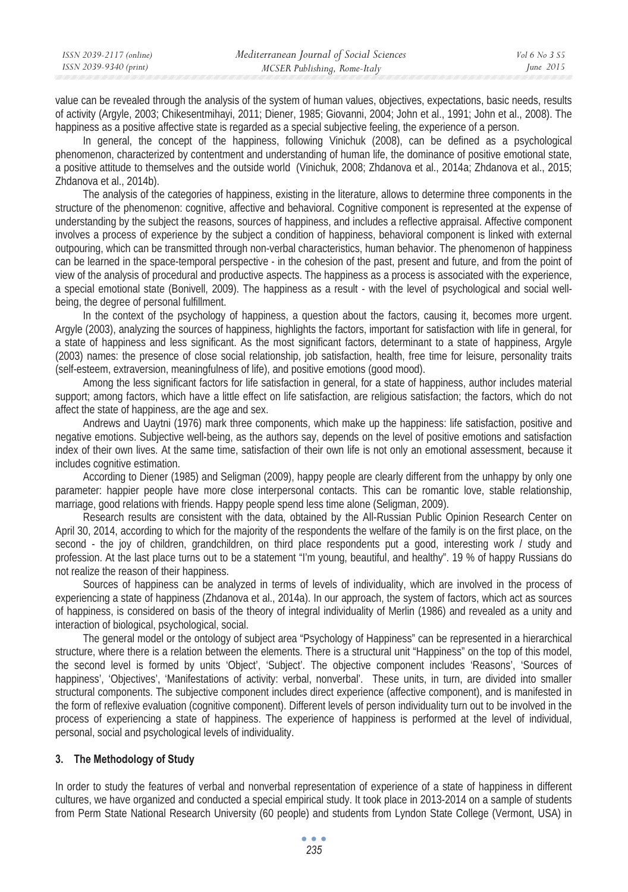value can be revealed through the analysis of the system of human values, objectives, expectations, basic needs, results of activity (Argyle, 2003; Chikesentmihayi, 2011; Diener, 1985; Giovanni, 2004; John et al., 1991; John et al., 2008). The happiness as a positive affective state is regarded as a special subjective feeling, the experience of a person.

In general, the concept of the happiness, following Vinichuk (2008), can be defined as a psychological phenomenon, characterized by contentment and understanding of human life, the dominance of positive emotional state, a positive attitude to themselves and the outside world (Vinichuk, 2008; Zhdanova et al., 2014a; Zhdanova et al., 2015; Zhdanova et al., 2014b).

The analysis of the categories of happiness, existing in the literature, allows to determine three components in the structure of the phenomenon: cognitive, affective and behavioral. Cognitive component is represented at the expense of understanding by the subject the reasons, sources of happiness, and includes a reflective appraisal. Affective component involves a process of experience by the subject a condition of happiness, behavioral component is linked with external outpouring, which can be transmitted through non-verbal characteristics, human behavior. The phenomenon of happiness can be learned in the space-temporal perspective - in the cohesion of the past, present and future, and from the point of view of the analysis of procedural and productive aspects. The happiness as a process is associated with the experience, a special emotional state (Bonivell, 2009). The happiness as a result - with the level of psychological and social well-being, the degree of personal fulfillment.

In the context of the psychology of happiness, a question about the factors, causing it, becomes more urgent. Argyle (2003), analyzing the sources of happiness, highlights the factors, important for satisfaction with life in general, for a state of happiness and less significant. As the most significant factors, determinant to a state of happiness, Argyle (2003) names: the presence of close social relationship, job satisfaction, health, free time for leisure, personality traits (self-esteem, extraversion, meaningfulness of life), and positive emotions (good mood).

Among the less significant factors for life satisfaction in general, for a state of happiness, author includes material support; among factors, which have a little effect on life satisfaction, are religious satisfaction; the factors, which do not affect the state of happiness, are the age and sex.

Andrews and Uaytni (1976) mark three components, which make up the happiness: life satisfaction, positive and negative emotions. Subjective well-being, as the authors say, depends on the level of positive emotions and satisfaction index of their own lives. At the same time, satisfaction of their own life is not only an emotional assessment, because it includes cognitive estimation.

According to Diener (1985) and Seligman (2009), happy people are clearly different from the unhappy by only one parameter: happier people have more close interpersonal contacts. This can be romantic love, stable relationship, marriage, good relations with friends. Happy people spend less time alone (Seligman, 2009).

Research results are consistent with the data, obtained by the All-Russian Public Opinion Research Center on April 30, 2014, according to which for the majority of the respondents the welfare of the family is on the first place, on the second - the joy of children, grandchildren, on third place respondents put a good, interesting work / study and profession. At the last place turns out to be a statement "I'm young, beautiful, and healthy". 19 % of happy Russians do not realize the reason of their happiness.

Sources of happiness can be analyzed in terms of levels of individuality, which are involved in the process of experiencing a state of happiness (Zhdanova et al., 2014a). In our approach, the system of factors, which act as sources of happiness, is considered on basis of the theory of integral individuality of Merlin (1986) and revealed as a unity and interaction of biological, psychological, social.

The general model or the ontology of subject area "Psychology of Happiness" can be represented in a hierarchical structure, where there is a relation between the elements. There is a structural unit "Happiness" on the top of this model, the second level is formed by units 'Object', 'Subject'. The objective component includes 'Reasons', 'Sources of happiness', 'Objectives', 'Manifestations of activity: verbal, nonverbal'. These units, in turn, are divided into smaller structural components. The subjective component includes direct experience (affective component), and is manifested in the form of reflexive evaluation (cognitive component). Different levels of person individuality turn out to be involved in the process of experiencing a state of happiness. The experience of happiness is performed at the level of individual, personal, social and psychological levels of individuality.

## 3. The Methodology of Study

In order to study the features of verbal and nonverbal representation of experience of a state of happiness in different cultures, we have organized and conducted a special empirical study. It took place in 2013-2014 on a sample of students from Perm State National Research University (60 people) and students from Lyndon State College (Vermont, USA) in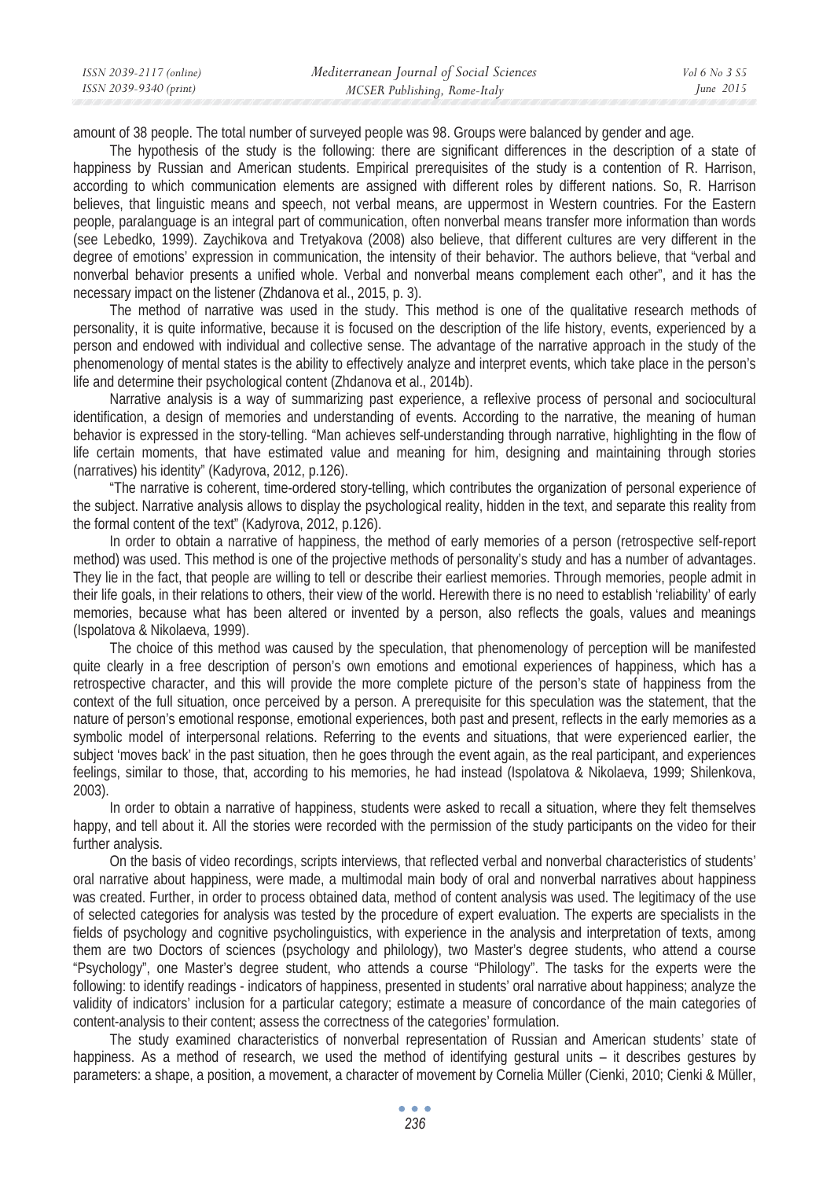amount of 38 people. The total number of surveyed people was 98. Groups were balanced by gender and age.

The hypothesis of the study is the following: there are significant differences in the description of a state of happiness by Russian and American students. Empirical prerequisites of the study is a contention of R. Harrison, according to which communication elements are assigned with different roles by different nations. So, R. Harrison believes, that linguistic means and speech, not verbal means, are uppermost in Western countries. For the Eastern people, paralanguage is an integral part of communication, often nonverbal means transfer more information than words (see Lebedko, 1999). Zaychikova and Tretyakova (2008) also believe, that different cultures are very different in the degree of emotions' expression in communication, the intensity of their behavior. The authors believe, that "verbal and nonverbal behavior presents a unified whole. Verbal and nonverbal means complement each other", and it has the necessary impact on the listener (Zhdanova et al., 2015, p. 3).

The method of narrative was used in the study. This method is one of the qualitative research methods of personality, it is quite informative, because it is focused on the description of the life history, events, experienced by a person and endowed with individual and collective sense. The advantage of the narrative approach in the study of the phenomenology of mental states is the ability to effectively analyze and interpret events, which take place in the person's life and determine their psychological content (Zhdanova et al., 2014b).

Narrative analysis is a way of summarizing past experience, a reflexive process of personal and sociocultural identification, a design of memories and understanding of events. According to the narrative, the meaning of human behavior is expressed in the story-telling. "Man achieves self-understanding through narrative, highlighting in the flow of life certain moments, that have estimated value and meaning for him, designing and maintaining through stories (narratives) his identity" (Kadyrova, 2012, p.126).

"The narrative is coherent, time-ordered story-telling, which contributes the organization of personal experience of the subject. Narrative analysis allows to display the psychological reality, hidden in the text, and separate this reality from the formal content of the text" (Kadyrova, 2012, p.126).

In order to obtain a narrative of happiness, the method of early memories of a person (retrospective self-report method) was used. This method is one of the projective methods of personality's study and has a number of advantages. They lie in the fact, that people are willing to tell or describe their earliest memories. Through memories, people admit in their life goals, in their relations to others, their view of the world. Herewith there is no need to establish 'reliability' of early memories, because what has been altered or invented by a person, also reflects the goals, values and meanings (Ispolatova & Nikolaeva, 1999).

The choice of this method was caused by the speculation, that phenomenology of perception will be manifested quite clearly in a free description of person's own emotions and emotional experiences of happiness, which has a retrospective character, and this will provide the more complete picture of the person's state of happiness from the context of the full situation, once perceived by a person. A prerequisite for this speculation was the statement, that the nature of person's emotional response, emotional experiences, both past and present, reflects in the early memories as a symbolic model of interpersonal relations. Referring to the events and situations, that were experienced earlier, the subject 'moves back' in the past situation, then he goes through the event again, as the real participant, and experiences feelings, similar to those, that, according to his memories, he had instead (Ispolatova & Nikolaeva, 1999; Shilenkova, 2003).

In order to obtain a narrative of happiness, students were asked to recall a situation, where they felt themselves happy, and tell about it. All the stories were recorded with the permission of the study participants on the video for their further analysis.

On the basis of video recordings, scripts interviews, that reflected verbal and nonverbal characteristics of students' oral narrative about happiness, were made, a multimodal main body of oral and nonverbal narratives about happiness was created. Further, in order to process obtained data, method of content analysis was used. The legitimacy of the use of selected categories for analysis was tested by the procedure of expert evaluation. The experts are specialists in the fields of psychology and cognitive psycholinguistics, with experience in the analysis and interpretation of texts, among them are two Doctors of sciences (psychology and philology), two Master's degree students, who attend a course "Psychology", one Master's degree student, who attends a course "Philology". The tasks for the experts were the following: to identify readings - indicators of happiness, presented in students' oral narrative about happiness; analyze the validity of indicators' inclusion for a particular category; estimate a measure of concordance of the main categories of content-analysis to their content; assess the correctness of the categories' formulation.

The study examined characteristics of nonverbal representation of Russian and American students' state of happiness. As a method of research, we used the method of identifying gestural units – it describes gestures by parameters: a shape, a position, a movement, a character of movement by Cornelia Müller (Cienki, 2010; Cienki & Müller,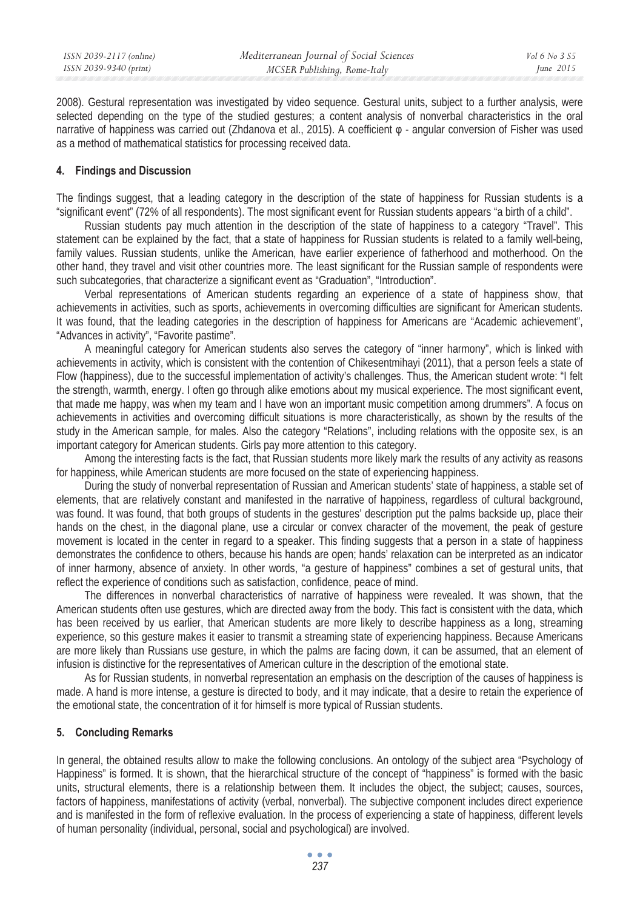2008). Gestural representation was investigated by video sequence. Gestural units, subject to a further analysis, were selected depending on the type of the studied gestures; a content analysis of nonverbal characteristics in the oral narrative of happiness was carried out (Zhdanova et al., 2015). A coefficient φ - angular conversion of Fisher was used as a method of mathematical statistics for processing received data.

## 4. Findings and Discussion

The findings suggest, that a leading category in the description of the state of happiness for Russian students is a "significant event" (72% of all respondents). The most significant event for Russian students appears "a birth of a child".

Russian students pay much attention in the description of the state of happiness to a category "Travel". This statement can be explained by the fact, that a state of happiness for Russian students is related to a family well-being, family values. Russian students, unlike the American, have earlier experience of fatherhood and motherhood. On the other hand, they travel and visit other countries more. The least significant for the Russian sample of respondents were such subcategories, that characterize a significant event as "Graduation", "Introduction".

Verbal representations of American students regarding an experience of a state of happiness show, that achievements in activities, such as sports, achievements in overcoming difficulties are significant for American students. It was found, that the leading categories in the description of happiness for Americans are "Academic achievement", "Advances in activity", "Favorite pastime".

A meaningful category for American students also serves the category of "inner harmony", which is linked with achievements in activity, which is consistent with the contention of Chikesentmihayi (2011), that a person feels a state of Flow (happiness), due to the successful implementation of activity's challenges. Thus, the American student wrote: "I felt the strength, warmth, energy. I often go through alike emotions about my musical experience. The most significant event, that made me happy, was when my team and I have won an important music competition among drummers". A focus on achievements in activities and overcoming difficult situations is more characteristically, as shown by the results of the study in the American sample, for males. Also the category "Relations", including relations with the opposite sex, is an important category for American students. Girls pay more attention to this category.

Among the interesting facts is the fact, that Russian students more likely mark the results of any activity as reasons for happiness, while American students are more focused on the state of experiencing happiness.

During the study of nonverbal representation of Russian and American students' state of happiness, a stable set of elements, that are relatively constant and manifested in the narrative of happiness, regardless of cultural background, was found. It was found, that both groups of students in the gestures' description put the palms backside up, place their hands on the chest, in the diagonal plane, use a circular or convex character of the movement, the peak of gesture movement is located in the center in regard to a speaker. This finding suggests that a person in a state of happiness demonstrates the confidence to others, because his hands are open; hands' relaxation can be interpreted as an indicator of inner harmony, absence of anxiety. In other words, "a gesture of happiness" combines a set of gestural units, that reflect the experience of conditions such as satisfaction, confidence, peace of mind.

The differences in nonverbal characteristics of narrative of happiness were revealed. It was shown, that the American students often use gestures, which are directed away from the body. This fact is consistent with the data, which has been received by us earlier, that American students are more likely to describe happiness as a long, streaming experience, so this gesture makes it easier to transmit a streaming state of experiencing happiness. Because Americans are more likely than Russians use gesture, in which the palms are facing down, it can be assumed, that an element of infusion is distinctive for the representatives of American culture in the description of the emotional state.

As for Russian students, in nonverbal representation an emphasis on the description of the causes of happiness is made. A hand is more intense, a gesture is directed to body, and it may indicate, that a desire to retain the experience of the emotional state, the concentration of it for himself is more typical of Russian students.

## 5. Concluding Remarks

In general, the obtained results allow to make the following conclusions. An ontology of the subject area "Psychology of Happiness" is formed. It is shown, that the hierarchical structure of the concept of "happiness" is formed with the basic units, structural elements, there is a relationship between them. It includes the object, the subject; causes, sources, factors of happiness, manifestations of activity (verbal, nonverbal). The subjective component includes direct experience and is manifested in the form of reflexive evaluation. In the process of experiencing a state of happiness, different levels of human personality (individual, personal, social and psychological) are involved.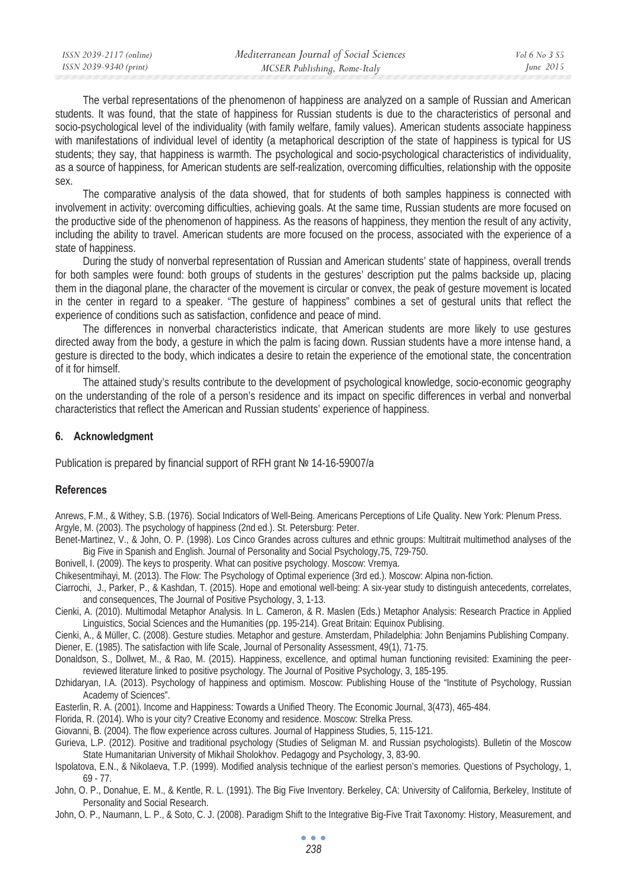The verbal representations of the phenomenon of happiness are analyzed on a sample of Russian and American students. It was found, that the state of happiness for Russian students is due to the characteristics of personal and socio-psychological level of the individuality (with family welfare, family values). American students associate happiness with manifestations of individual level of identity (a metaphorical description of the state of happiness is typical for US students; they say, that happiness is warmth. The psychological and socio-psychological characteristics of individuality, as a source of happiness, for American students are self-realization, overcoming difficulties, relationship with the opposite sex.

The comparative analysis of the data showed, that for students of both samples happiness is connected with involvement in activity: overcoming difficulties, achieving goals. At the same time, Russian students are more focused on the productive side of the phenomenon of happiness. As the reasons of happiness, they mention the result of any activity, including the ability to travel. American students are more focused on the process, associated with the experience of a state of happiness.

During the study of nonverbal representation of Russian and American students' state of happiness, overall trends for both samples were found: both groups of students in the gestures' description put the palms backside up, placing them in the diagonal plane, the character of the movement is circular or convex, the peak of gesture movement is located in the center in regard to a speaker. "The gesture of happiness" combines a set of gestural units that reflect the experience of conditions such as satisfaction, confidence and peace of mind.

The differences in nonverbal characteristics indicate, that American students are more likely to use gestures directed away from the body, a gesture in which the palm is facing down. Russian students have a more intense hand, a gesture is directed to the body, which indicates a desire to retain the experience of the emotional state, the concentration of it for himself.

The attained study's results contribute to the development of psychological knowledge, socio-economic geography on the understanding of the role of a person's residence and its impact on specific differences in verbal and nonverbal characteristics that reflect the American and Russian students' experience of happiness.

## 6. Acknowledgment

Publication is prepared by financial support of RFH grant № 14-16-59007/a

## References

Anrews, F.M., & Withey, S.B. (1976). Social Indicators of Well-Being. Americans Perceptions of Life Quality. New York: Plenum Press.

Argyle, M. (2003). The psychology of happiness (2nd ed.). St. Petersburg: Peter.

Benet-Martinez, V., & John, O. P. (1998). Los Cinco Grandes across cultures and ethnic groups: Multitrait multimethod analyses of the Big Five in Spanish and English. Journal of Personality and Social Psychology,75, 729-750.

Bonivell, I. (2009). The keys to prosperity. What can positive psychology. Moscow: Vremya.

Chikesentmihayi, M. (2013). The Flow: The Psychology of Optimal experience (3rd ed.). Moscow: Alpina non-fiction.

Ciarrochi, J., Parker, P., & Kashdan, T. (2015). Hope and emotional well-being: A six-year study to distinguish antecedents, correlates, and consequences, The Journal of Positive Psychology, 3, 1-13.

Cienki, A. (2010). Multimodal Metaphor Analysis. In L. Cameron, & R. Maslen (Eds.) Metaphor Analysis: Research Practice in Applied Linguistics, Social Sciences and the Humanities (pp. 195-214). Great Britain: Equinox Publising.

Cienki, A., & Müller, C. (2008). Gesture studies. Metaphor and gesture. Amsterdam, Philadelphia: John Benjamins Publishing Company.

Diener, E. (1985). The satisfaction with life Scale, Journal of Personality Assessment, 49(1), 71-75.

Donaldson, S., Dollwet, M., & Rao, M. (2015). Happiness, excellence, and optimal human functioning revisited: Examining the peer-reviewed literature linked to positive psychology. The Journal of Positive Psychology, 3, 185-195.

Dzhidaryan, I.A. (2013). Psychology of happiness and optimism. Moscow: Publishing House of the "Institute of Psychology, Russian Academy of Sciences".

Easterlin, R. A. (2001). Income and Happiness: Towards a Unified Theory. The Economic Journal, 3(473), 465-484.

Florida, R. (2014). Who is your city? Creative Economy and residence. Moscow: Strelka Press.

Giovanni, B. (2004). The flow experience across cultures. Journal of Happiness Studies, 5, 115-121.

Gurieva, L.P. (2012). Positive and traditional psychology (Studies of Seligman M. and Russian psychologists). Bulletin of the Moscow State Humanitarian University of Mikhail Sholokhov. Pedagogy and Psychology, 3, 83-90.

Ispolatova, E.N., & Nikolaeva, T.P. (1999). Modified analysis technique of the earliest person's memories. Questions of Psychology, 1, 69 - 77.

John, O. P., Donahue, E. M., & Kentle, R. L. (1991). The Big Five Inventory. Berkeley, CA: University of California, Berkeley, Institute of Personality and Social Research.

John, O. P., Naumann, L. P., & Soto, C. J. (2008). Paradigm Shift to the Integrative Big-Five Trait Taxonomy: History, Measurement, and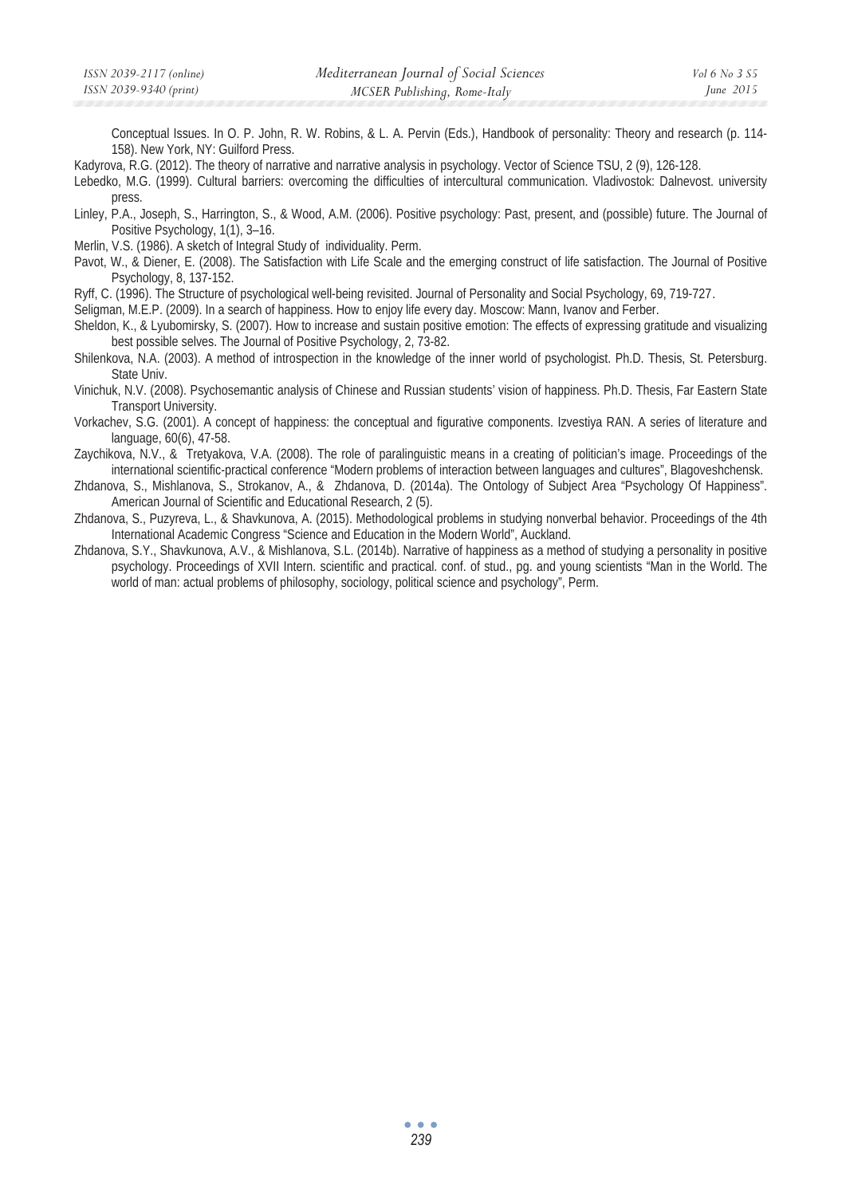Conceptual Issues. In O. P. John, R. W. Robins, & L. A. Pervin (Eds.), Handbook of personality: Theory and research (p. 114-158). New York, NY: Guilford Press.

Kadyrova, R.G. (2012). The theory of narrative and narrative analysis in psychology. Vector of Science TSU, 2 (9), 126-128.

Lebedko, M.G. (1999). Cultural barriers: overcoming the difficulties of intercultural communication. Vladivostok: Dalnevost. university press.

Linley, P.A., Joseph, S., Harrington, S., & Wood, A.M. (2006). Positive psychology: Past, present, and (possible) future. The Journal of Positive Psychology, 1(1), 3–16.

Merlin, V.S. (1986). A sketch of Integral Study of individuality. Perm.

Pavot, W., & Diener, E. (2008). The Satisfaction with Life Scale and the emerging construct of life satisfaction. The Journal of Positive Psychology, 8, 137-152.

Ryff, C. (1996). The Structure of psychological well-being revisited. Journal of Personality and Social Psychology, 69, 719-727.

Seligman, M.E.P. (2009). In a search of happiness. How to enjoy life every day. Moscow: Mann, Ivanov and Ferber.

Sheldon, K., & Lyubomirsky, S. (2007). How to increase and sustain positive emotion: The effects of expressing gratitude and visualizing best possible selves. The Journal of Positive Psychology, 2, 73-82.

Shilenkova, N.A. (2003). A method of introspection in the knowledge of the inner world of psychologist. Ph.D. Thesis, St. Petersburg. State Univ.

Vinichuk, N.V. (2008). Psychosemantic analysis of Chinese and Russian students' vision of happiness. Ph.D. Thesis, Far Eastern State Transport University.

Vorkachev, S.G. (2001). A concept of happiness: the conceptual and figurative components. Izvestiya RAN. A series of literature and language, 60(6), 47-58.

Zaychikova, N.V., & Tretyakova, V.A. (2008). The role of paralinguistic means in a creating of politician's image. Proceedings of the international scientific-practical conference "Modern problems of interaction between languages and cultures", Blagoveshchensk.

Zhdanova, S., Mishlanova, S., Strokanov, A., & Zhdanova, D. (2014a). The Ontology of Subject Area "Psychology Of Happiness". American Journal of Scientific and Educational Research, 2 (5).

Zhdanova, S., Puzyreva, L., & Shavkunova, A. (2015). Methodological problems in studying nonverbal behavior. Proceedings of the 4th International Academic Congress "Science and Education in the Modern World", Auckland.

Zhdanova, S.Y., Shavkunova, A.V., & Mishlanova, S.L. (2014b). Narrative of happiness as a method of studying a personality in positive psychology. Proceedings of XVII Intern. scientific and practical. conf. of stud., pg. and young scientists "Man in the World. The world of man: actual problems of philosophy, sociology, political science and psychology", Perm.